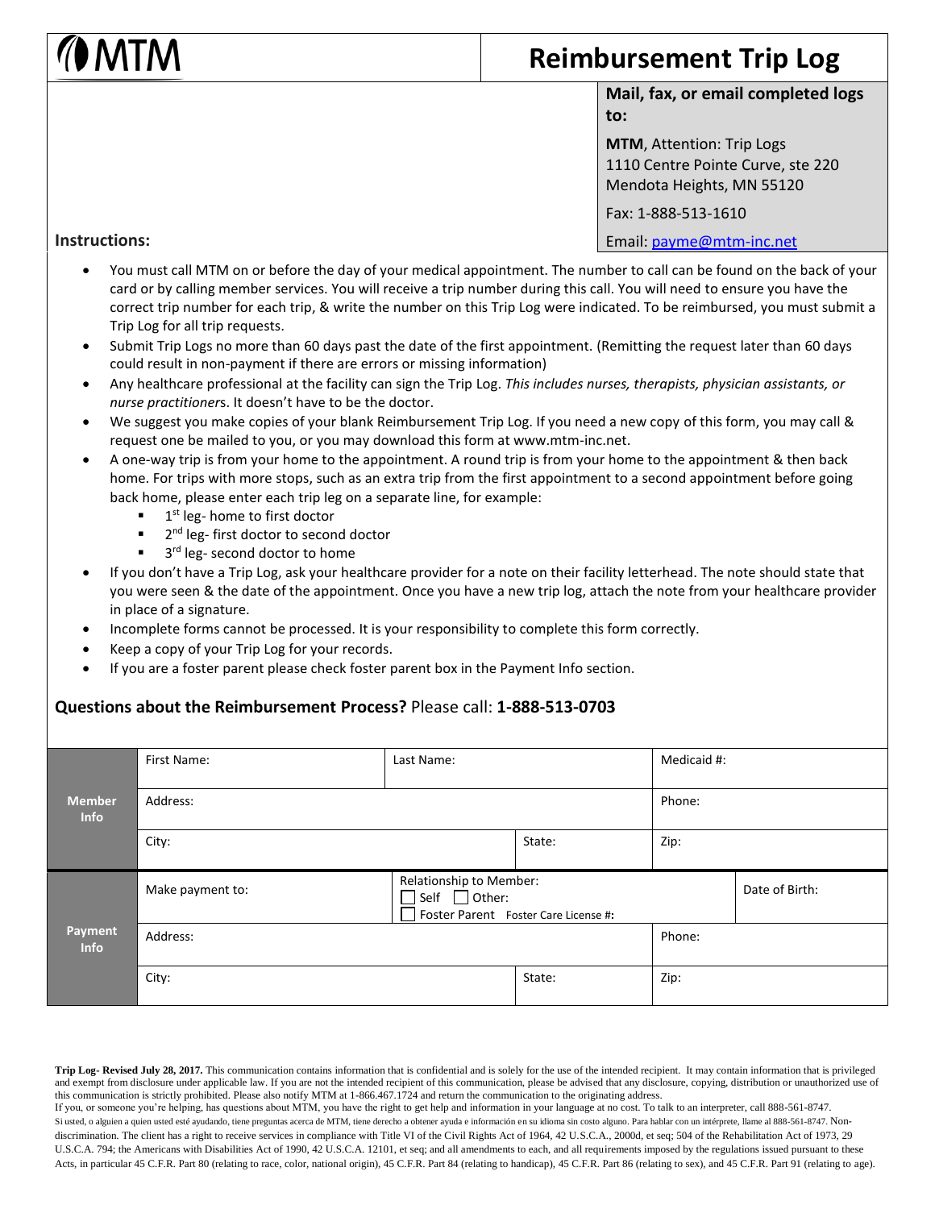# MTM

# Reimbursement Trip Log

**Mail, fax, or email completed logs to:**

**MTM**, Attention: Trip Logs
1110 Centre Pointe Curve, ste 220
Mendota Heights, MN 55120

Fax: 1-888-513-1610

Email: payme@mtm-inc.net

**Instructions:**

- You must call MTM on or before the day of your medical appointment. The number to call can be found on the back of your card or by calling member services. You will receive a trip number during this call. You will need to ensure you have the correct trip number for each trip, & write the number on this Trip Log were indicated. To be reimbursed, you must submit a Trip Log for all trip requests.
- Submit Trip Logs no more than 60 days past the date of the first appointment. (Remitting the request later than 60 days could result in non-payment if there are errors or missing information)
- Any healthcare professional at the facility can sign the Trip Log. *This includes nurses, therapists, physician assistants, or nurse practitioner*s. It doesn't have to be the doctor.
- We suggest you make copies of your blank Reimbursement Trip Log. If you need a new copy of this form, you may call & request one be mailed to you, or you may download this form at www.mtm-inc.net.
- A one-way trip is from your home to the appointment. A round trip is from your home to the appointment & then back home. For trips with more stops, such as an extra trip from the first appointment to a second appointment before going back home, please enter each trip leg on a separate line, for example:
  - 1st leg- home to first doctor
  - 2nd leg- first doctor to second doctor
  - 3rd leg- second doctor to home
- If you don't have a Trip Log, ask your healthcare provider for a note on their facility letterhead. The note should state that you were seen & the date of the appointment. Once you have a new trip log, attach the note from your healthcare provider in place of a signature.
- Incomplete forms cannot be processed. It is your responsibility to complete this form correctly.
- Keep a copy of your Trip Log for your records.
- If you are a foster parent please check foster parent box in the Payment Info section.

**Questions about the Reimbursement Process?** Please call: **1-888-513-0703**

| | | | | |
|---|---|---|---|---|
| **Member Info** | First Name: | Last Name: | | Medicaid #: |
| | Address: | | | Phone: |
| | City: | | State: | Zip: |
| **Payment Info** | Make payment to: | Relationship to Member: ☐ Self ☐ Other: ☐ Foster Parent Foster Care License #: | | Date of Birth: |
| | Address: | | | Phone: |
| | City: | | State: | Zip: |

**Trip Log- Revised July 28, 2017.** This communication contains information that is confidential and is solely for the use of the intended recipient. It may contain information that is privileged and exempt from disclosure under applicable law. If you are not the intended recipient of this communication, please be advised that any disclosure, copying, distribution or unauthorized use of this communication is strictly prohibited. Please also notify MTM at 1-866.467.1724 and return the communication to the originating address.
If you, or someone you're helping, has questions about MTM, you have the right to get help and information in your language at no cost. To talk to an interpreter, call 888-561-8747.
Si usted, o alguien a quien usted esté ayudando, tiene preguntas acerca de MTM, tiene derecho a obtener ayuda e información en su idioma sin costo alguno. Para hablar con un intérprete, llame al 888-561-8747. Non-discrimination. The client has a right to receive services in compliance with Title VI of the Civil Rights Act of 1964, 42 U.S.C.A., 2000d, et seq; 504 of the Rehabilitation Act of 1973, 29 U.S.C.A. 794; the Americans with Disabilities Act of 1990, 42 U.S.C.A. 12101, et seq; and all amendments to each, and all requirements imposed by the regulations issued pursuant to these Acts, in particular 45 C.F.R. Part 80 (relating to race, color, national origin), 45 C.F.R. Part 84 (relating to handicap), 45 C.F.R. Part 86 (relating to sex), and 45 C.F.R. Part 91 (relating to age).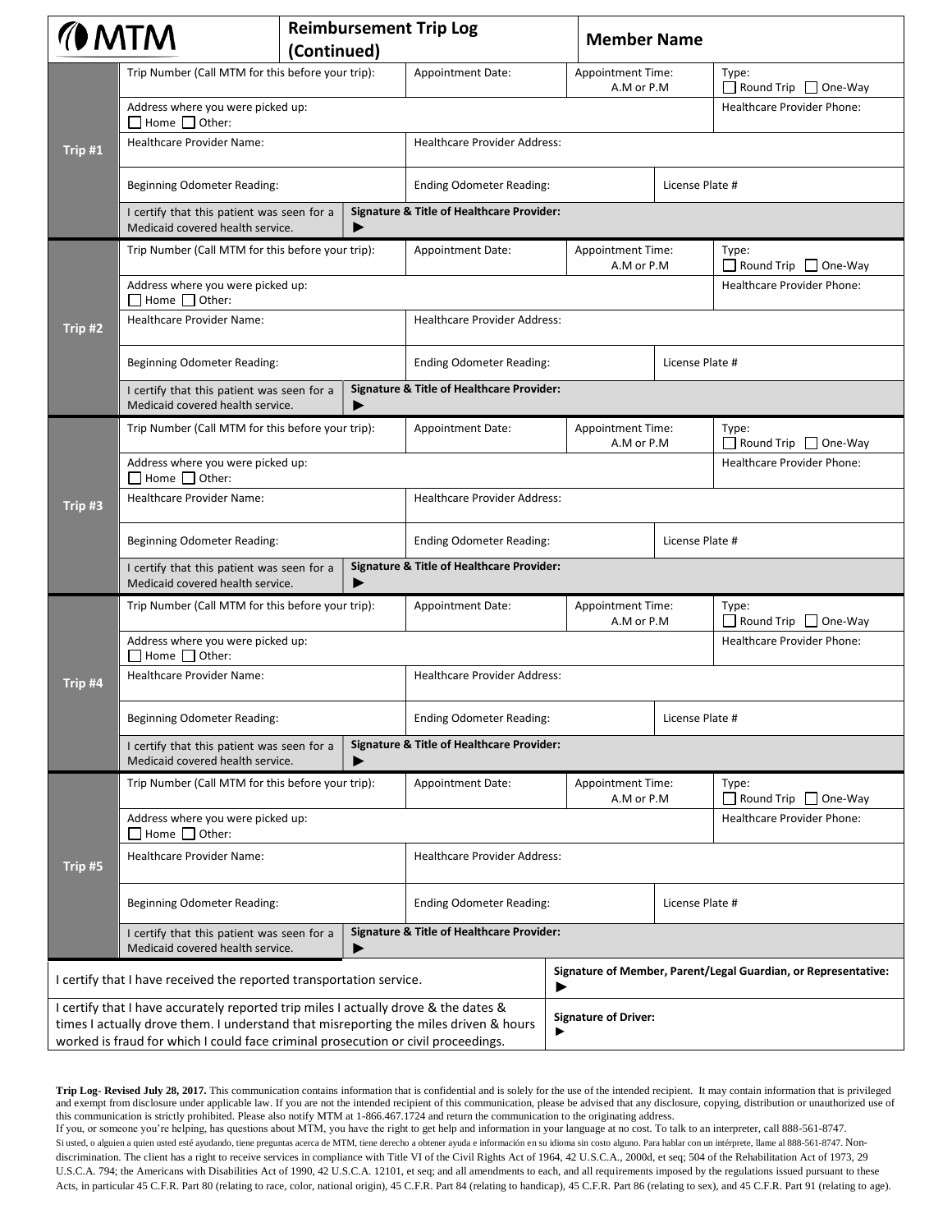| MTM | Reimbursement Trip Log (Continued) | | Member Name | |
|---|---|---|---|---|
| **Trip #1** | Trip Number (Call MTM for this before your trip): | Appointment Date: | Appointment Time: A.M or P.M | Type: ☐ Round Trip ☐ One-Way |
| | Address where you were picked up: ☐ Home ☐ Other: | | | Healthcare Provider Phone: |
| | Healthcare Provider Name: | Healthcare Provider Address: | | |
| | Beginning Odometer Reading: | Ending Odometer Reading: | License Plate # | |
| | I certify that this patient was seen for a Medicaid covered health service. ▶ | **Signature & Title of Healthcare Provider:** | | |
| **Trip #2** | Trip Number (Call MTM for this before your trip): | Appointment Date: | Appointment Time: A.M or P.M | Type: ☐ Round Trip ☐ One-Way |
| | Address where you were picked up: ☐ Home ☐ Other: | | | Healthcare Provider Phone: |
| | Healthcare Provider Name: | Healthcare Provider Address: | | |
| | Beginning Odometer Reading: | Ending Odometer Reading: | License Plate # | |
| | I certify that this patient was seen for a Medicaid covered health service. ▶ | **Signature & Title of Healthcare Provider:** | | |
| **Trip #3** | Trip Number (Call MTM for this before your trip): | Appointment Date: | Appointment Time: A.M or P.M | Type: ☐ Round Trip ☐ One-Way |
| | Address where you were picked up: ☐ Home ☐ Other: | | | Healthcare Provider Phone: |
| | Healthcare Provider Name: | Healthcare Provider Address: | | |
| | Beginning Odometer Reading: | Ending Odometer Reading: | License Plate # | |
| | I certify that this patient was seen for a Medicaid covered health service. ▶ | **Signature & Title of Healthcare Provider:** | | |
| **Trip #4** | Trip Number (Call MTM for this before your trip): | Appointment Date: | Appointment Time: A.M or P.M | Type: ☐ Round Trip ☐ One-Way |
| | Address where you were picked up: ☐ Home ☐ Other: | | | Healthcare Provider Phone: |
| | Healthcare Provider Name: | Healthcare Provider Address: | | |
| | Beginning Odometer Reading: | Ending Odometer Reading: | License Plate # | |
| | I certify that this patient was seen for a Medicaid covered health service. ▶ | **Signature & Title of Healthcare Provider:** | | |
| **Trip #5** | Trip Number (Call MTM for this before your trip): | Appointment Date: | Appointment Time: A.M or P.M | Type: ☐ Round Trip ☐ One-Way |
| | Address where you were picked up: ☐ Home ☐ Other: | | | Healthcare Provider Phone: |
| | Healthcare Provider Name: | Healthcare Provider Address: | | |
| | Beginning Odometer Reading: | Ending Odometer Reading: | License Plate # | |
| | I certify that this patient was seen for a Medicaid covered health service. ▶ | **Signature & Title of Healthcare Provider:** | | |
| I certify that I have received the reported transportation service. | | | **Signature of Member, Parent/Legal Guardian, or Representative:** ▶ | |
| I certify that I have accurately reported trip miles I actually drove & the dates & times I actually drove them. I understand that misreporting the miles driven & hours worked is fraud for which I could face criminal prosecution or civil proceedings. | | | **Signature of Driver:** ▶ | |

**Trip Log- Revised July 28, 2017.** This communication contains information that is confidential and is solely for the use of the intended recipient. It may contain information that is privileged and exempt from disclosure under applicable law. If you are not the intended recipient of this communication, please be advised that any disclosure, copying, distribution or unauthorized use of this communication is strictly prohibited. Please also notify MTM at 1-866.467.1724 and return the communication to the originating address.

If you, or someone you're helping, has questions about MTM, you have the right to get help and information in your language at no cost. To talk to an interpreter, call 888-561-8747.

Si usted, o alguien a quien usted esté ayudando, tiene preguntas acerca de MTM, tiene derecho a obtener ayuda e información en su idioma sin costo alguno. Para hablar con un intérprete, llame al 888-561-8747. Non-discrimination. The client has a right to receive services in compliance with Title VI of the Civil Rights Act of 1964, 42 U.S.C.A., 2000d, et seq; 504 of the Rehabilitation Act of 1973, 29 U.S.C.A. 794; the Americans with Disabilities Act of 1990, 42 U.S.C.A. 12101, et seq; and all amendments to each, and all requirements imposed by the regulations issued pursuant to these Acts, in particular 45 C.F.R. Part 80 (relating to race, color, national origin), 45 C.F.R. Part 84 (relating to handicap), 45 C.F.R. Part 86 (relating to sex), and 45 C.F.R. Part 91 (relating to age).